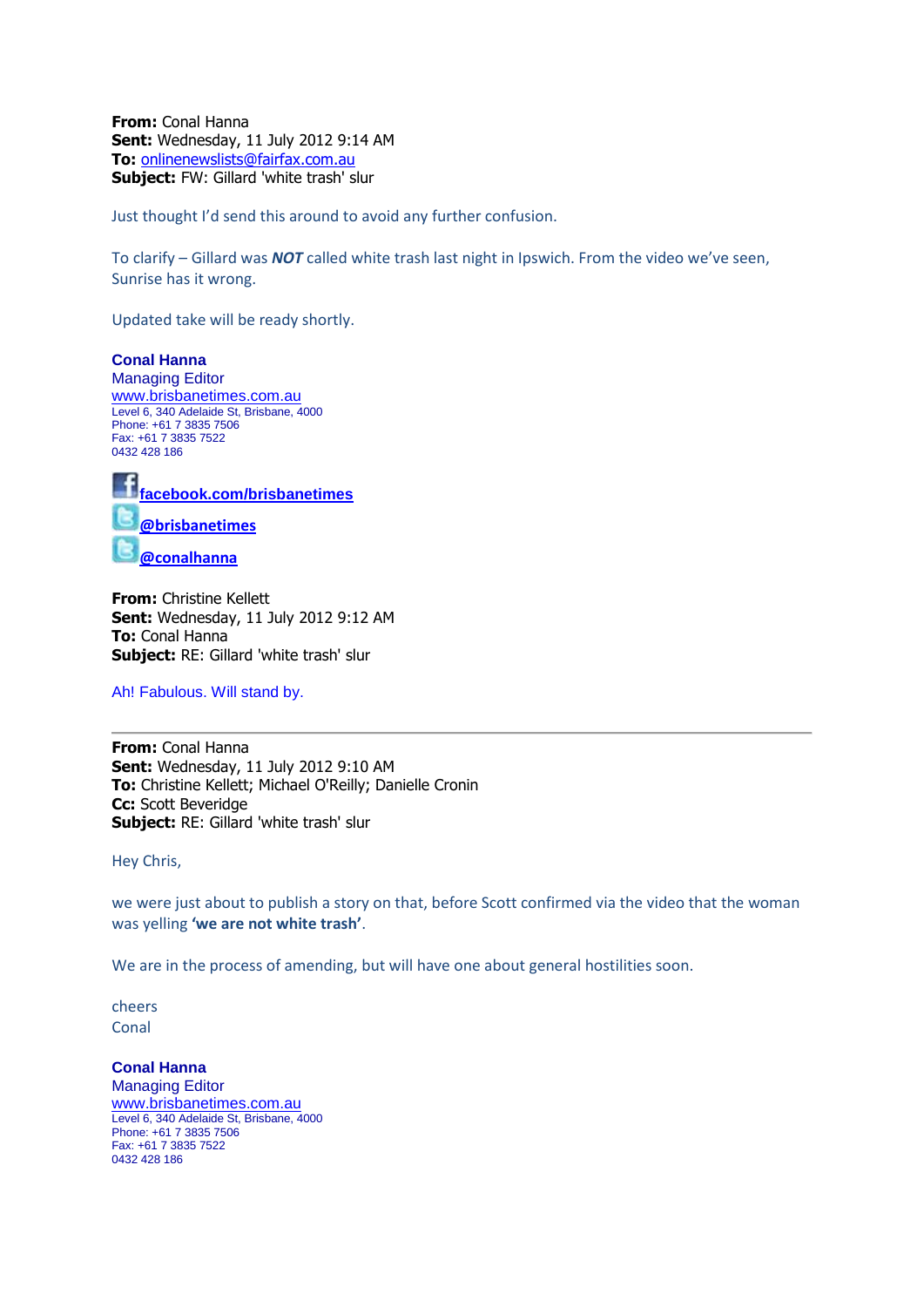**From:** Conal Hanna
**Sent:** Wednesday, 11 July 2012 9:14 AM
**To:** onlinenewslists@fairfax.com.au
**Subject:** FW: Gillard 'white trash' slur

Just thought I'd send this around to avoid any further confusion.

To clarify – Gillard was ***NOT*** called white trash last night in Ipswich. From the video we've seen, Sunrise has it wrong.

Updated take will be ready shortly.

**Conal Hanna**
Managing Editor
www.brisbanetimes.com.au
Level 6, 340 Adelaide St, Brisbane, 4000
Phone: +61 7 3835 7506
Fax: +61 7 3835 7522
0432 428 186

**facebook.com/brisbanetimes**
**@brisbanetimes**
**@conalhanna**

**From:** Christine Kellett
**Sent:** Wednesday, 11 July 2012 9:12 AM
**To:** Conal Hanna
**Subject:** RE: Gillard 'white trash' slur

Ah! Fabulous. Will stand by.

---

**From:** Conal Hanna
**Sent:** Wednesday, 11 July 2012 9:10 AM
**To:** Christine Kellett; Michael O'Reilly; Danielle Cronin
**Cc:** Scott Beveridge
**Subject:** RE: Gillard 'white trash' slur

Hey Chris,

we were just about to publish a story on that, before Scott confirmed via the video that the woman was yelling **'we are not white trash'**.

We are in the process of amending, but will have one about general hostilities soon.

cheers
Conal

**Conal Hanna**
Managing Editor
www.brisbanetimes.com.au
Level 6, 340 Adelaide St, Brisbane, 4000
Phone: +61 7 3835 7506
Fax: +61 7 3835 7522
0432 428 186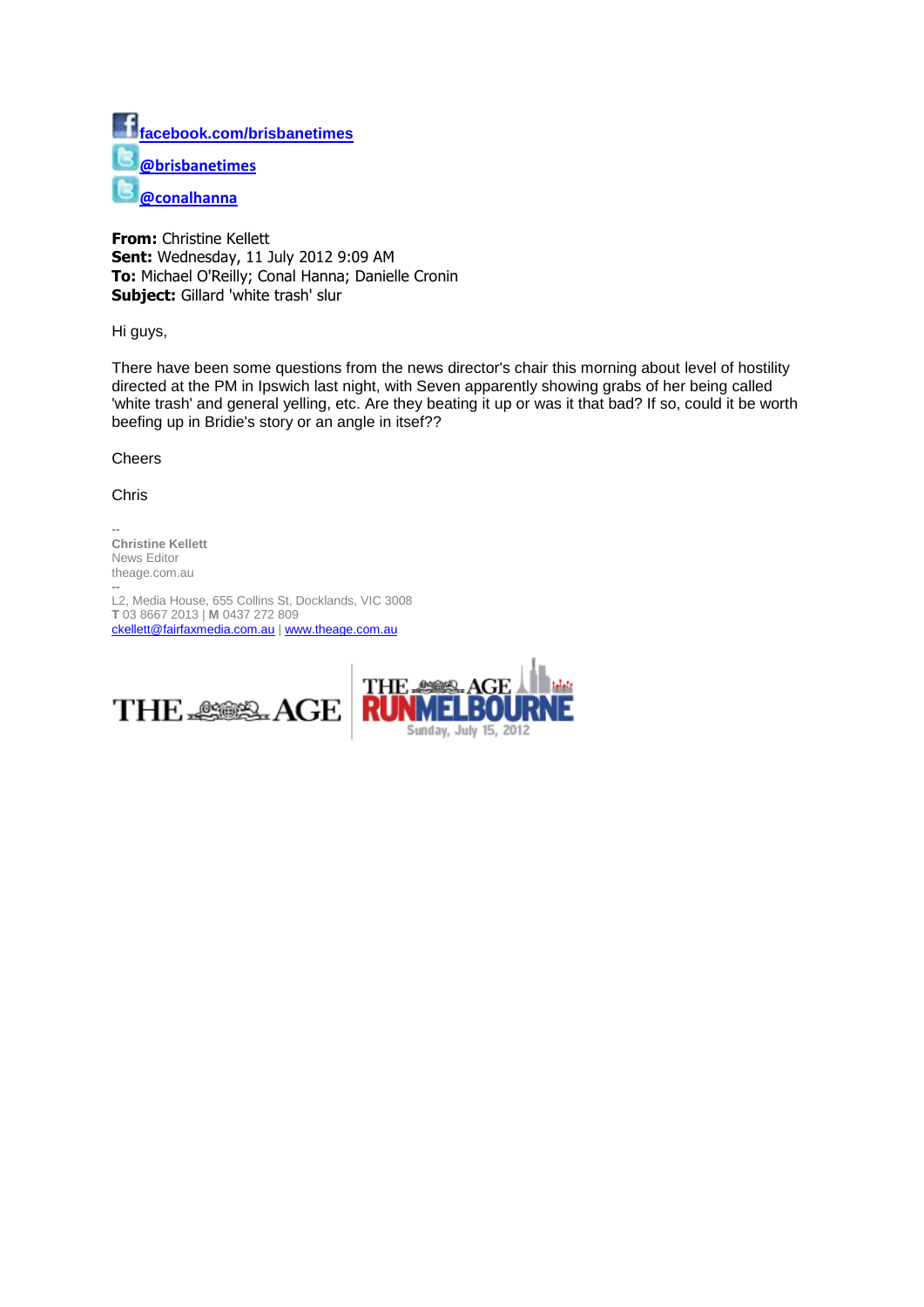[facebook.com/brisbanetimes](facebook.com/brisbanetimes)

[@brisbanetimes](@brisbanetimes)

[@conalhanna](@conalhanna)

**From:** Christine Kellett
**Sent:** Wednesday, 11 July 2012 9:09 AM
**To:** Michael O'Reilly; Conal Hanna; Danielle Cronin
**Subject:** Gillard 'white trash' slur

Hi guys,

There have been some questions from the news director's chair this morning about level of hostility directed at the PM in Ipswich last night, with Seven apparently showing grabs of her being called 'white trash' and general yelling, etc. Are they beating it up or was it that bad? If so, could it be worth beefing up in Bridie's story or an angle in itsef??

Cheers

Chris

--
**Christine Kellett**
News Editor
theage.com.au
--
L2, Media House, 655 Collins St, Docklands, VIC 3008
**T** 03 8667 2013 | **M** 0437 272 809
ckellett@fairfaxmedia.com.au | www.theage.com.au

THE AGE | THE AGE RUNMELBOURNE Sunday, July 15, 2012